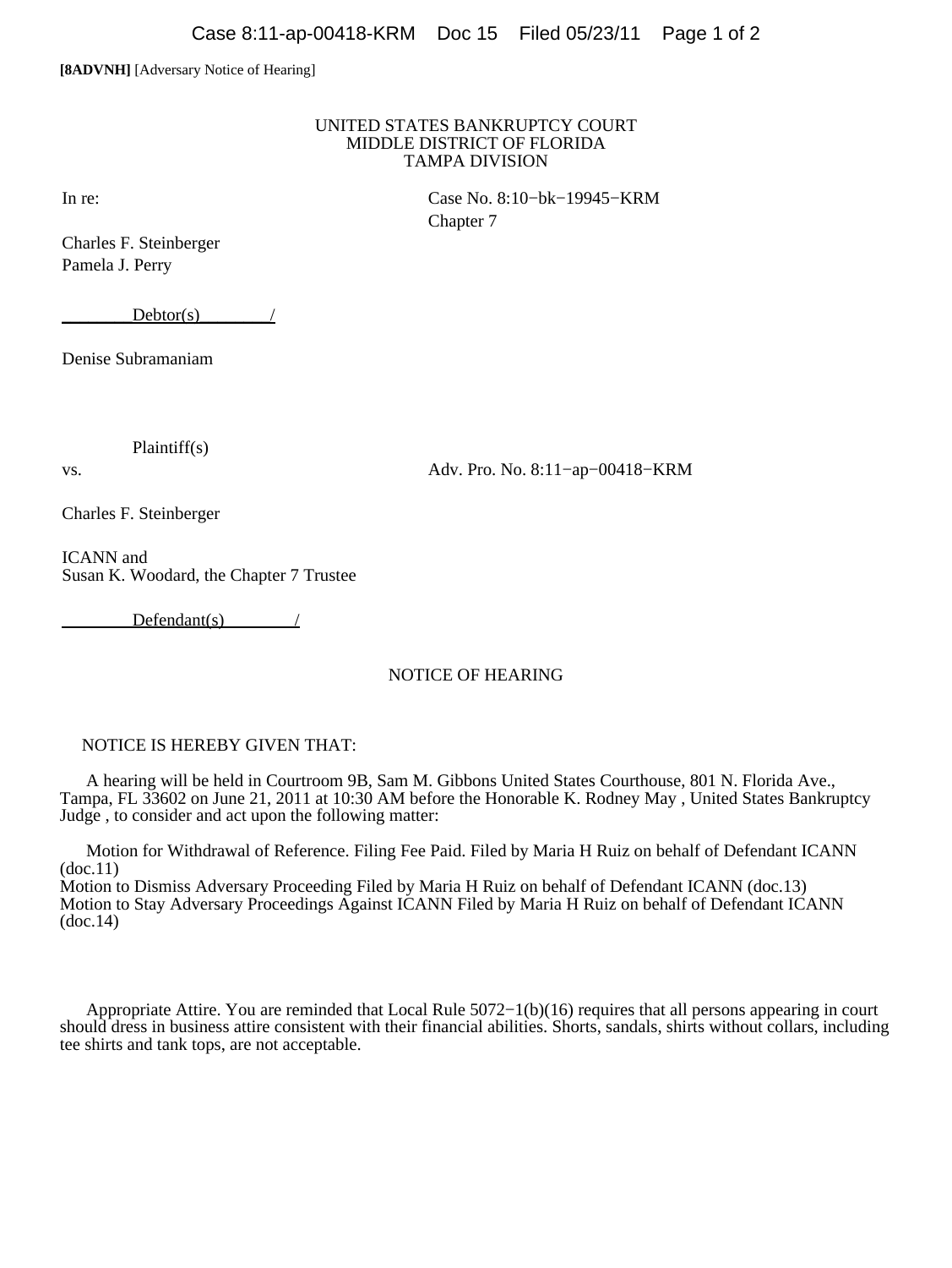**[8ADVNH]** [Adversary Notice of Hearing]

UNITED STATES BANKRUPTCY COURT
MIDDLE DISTRICT OF FLORIDA
TAMPA DIVISION

In re:

Case No. 8:10−bk−19945−KRM
Chapter 7

Charles F. Steinberger
Pamela J. Perry

Debtor(s) /

Denise Subramaniam

Plaintiff(s)

vs.

Adv. Pro. No. 8:11−ap−00418−KRM

Charles F. Steinberger

ICANN and
Susan K. Woodard, the Chapter 7 Trustee

Defendant(s) /

NOTICE OF HEARING

NOTICE IS HEREBY GIVEN THAT:

A hearing will be held in Courtroom 9B, Sam M. Gibbons United States Courthouse, 801 N. Florida Ave., Tampa, FL 33602 on June 21, 2011 at 10:30 AM before the Honorable K. Rodney May , United States Bankruptcy Judge , to consider and act upon the following matter:

Motion for Withdrawal of Reference. Filing Fee Paid. Filed by Maria H Ruiz on behalf of Defendant ICANN (doc.11)
Motion to Dismiss Adversary Proceeding Filed by Maria H Ruiz on behalf of Defendant ICANN (doc.13)
Motion to Stay Adversary Proceedings Against ICANN Filed by Maria H Ruiz on behalf of Defendant ICANN (doc.14)

Appropriate Attire. You are reminded that Local Rule 5072−1(b)(16) requires that all persons appearing in court should dress in business attire consistent with their financial abilities. Shorts, sandals, shirts without collars, including tee shirts and tank tops, are not acceptable.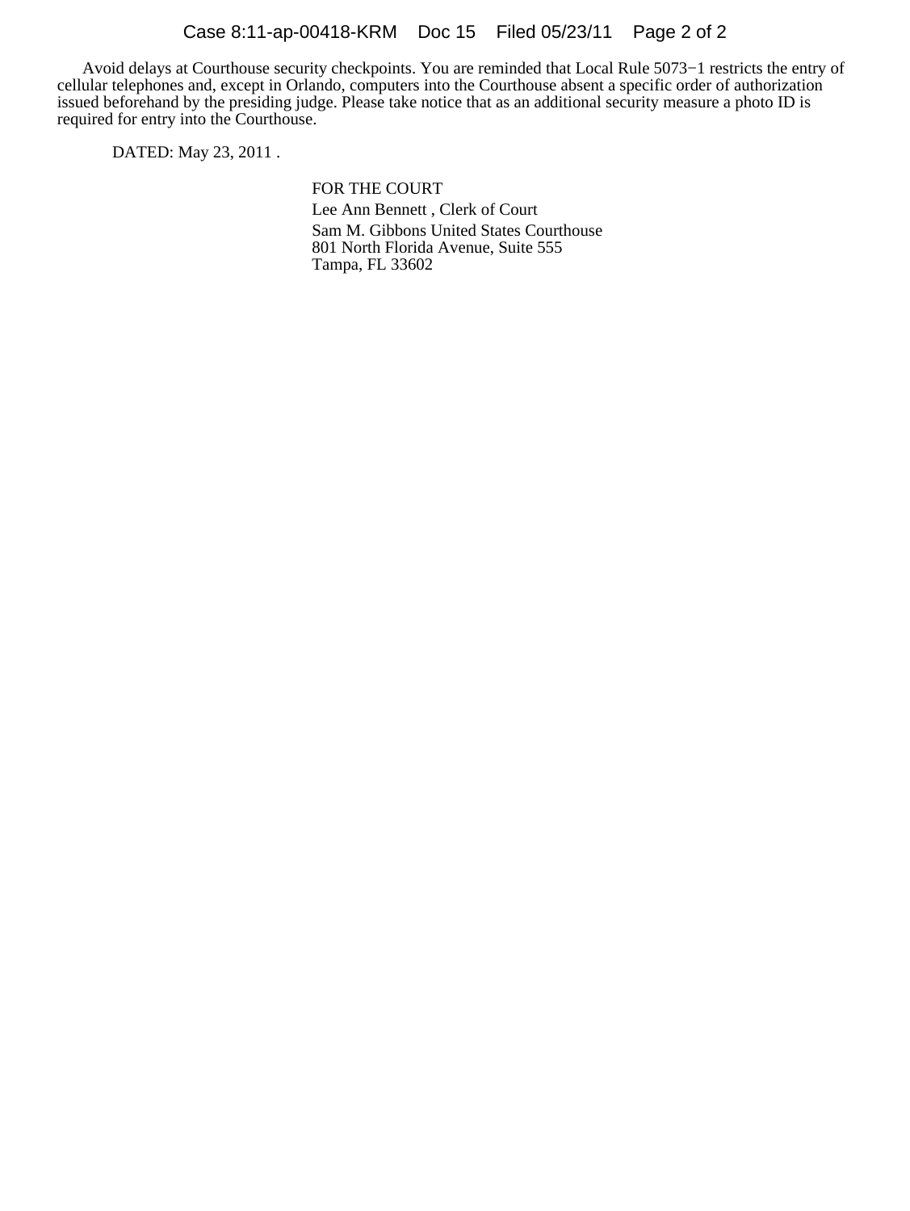Avoid delays at Courthouse security checkpoints. You are reminded that Local Rule 5073−1 restricts the entry of cellular telephones and, except in Orlando, computers into the Courthouse absent a specific order of authorization issued beforehand by the presiding judge. Please take notice that as an additional security measure a photo ID is required for entry into the Courthouse.

DATED: May 23, 2011 .

FOR THE COURT
Lee Ann Bennett , Clerk of Court
Sam M. Gibbons United States Courthouse
801 North Florida Avenue, Suite 555
Tampa, FL 33602